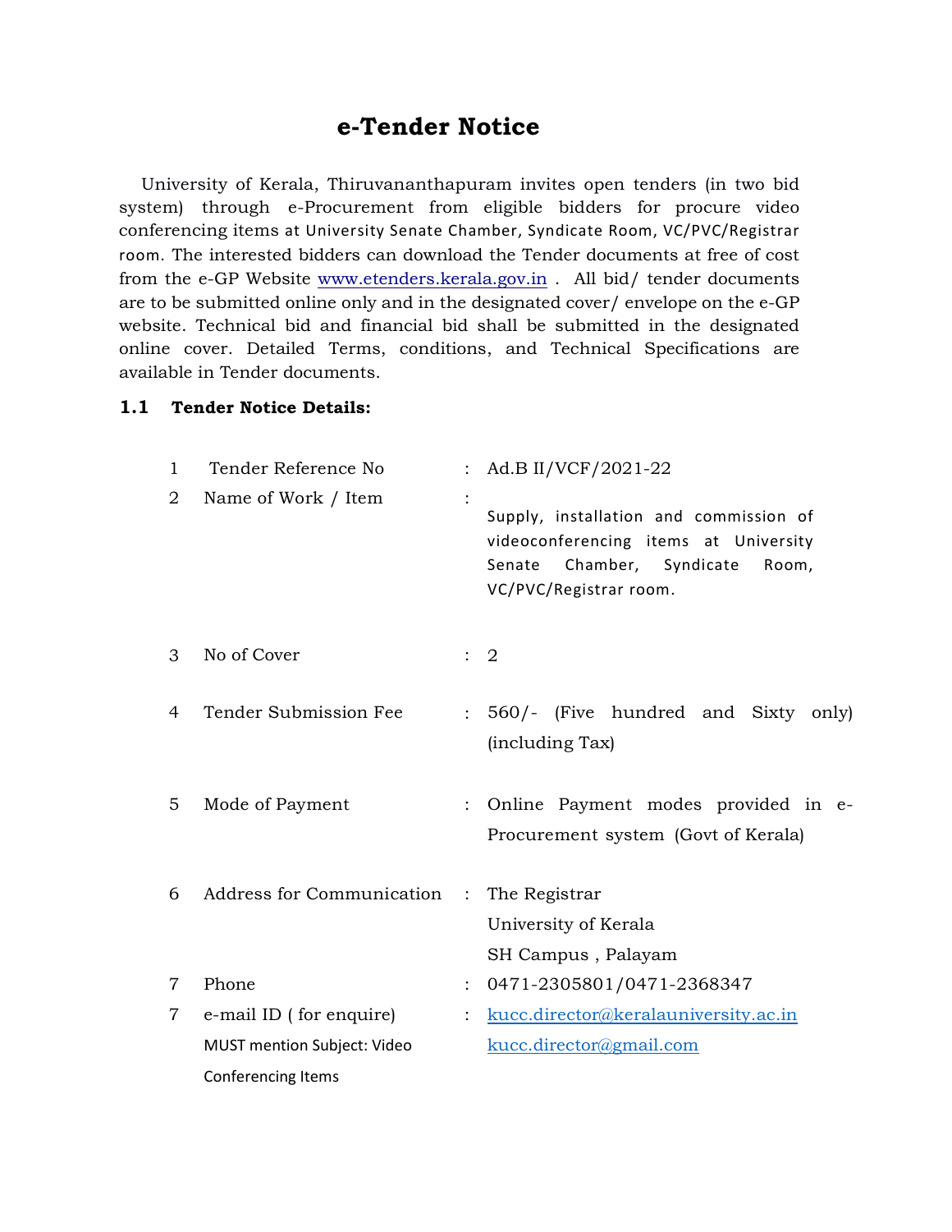# e-Tender Notice

University of Kerala, Thiruvananthapuram invites open tenders (in two bid system) through e-Procurement from eligible bidders for procure video conferencing items at University Senate Chamber, Syndicate Room, VC/PVC/Registrar room. The interested bidders can download the Tender documents at free of cost from the e-GP Website www.etenders.kerala.gov.in . All bid/ tender documents are to be submitted online only and in the designated cover/ envelope on the e-GP website. Technical bid and financial bid shall be submitted in the designated online cover. Detailed Terms, conditions, and Technical Specifications are available in Tender documents.

## 1.1 Tender Notice Details:

| | | | |
|---|---|---|---|
| 1 | Tender Reference No | : | Ad.B II/VCF/2021-22 |
| 2 | Name of Work / Item | : | Supply, installation and commission of videoconferencing items at University Senate Chamber, Syndicate Room, VC/PVC/Registrar room. |
| 3 | No of Cover | : | 2 |
| 4 | Tender Submission Fee | : | 560/- (Five hundred and Sixty only) (including Tax) |
| 5 | Mode of Payment | : | Online Payment modes provided in e-Procurement system (Govt of Kerala) |
| 6 | Address for Communication | : | The Registrar<br>University of Kerala<br>SH Campus , Palayam |
| 7 | Phone | : | 0471-2305801/0471-2368347 |
| 7 | e-mail ID ( for enquire)<br>MUST mention Subject: Video Conferencing Items | : | kucc.director@keralauniversity.ac.in<br>kucc.director@gmail.com |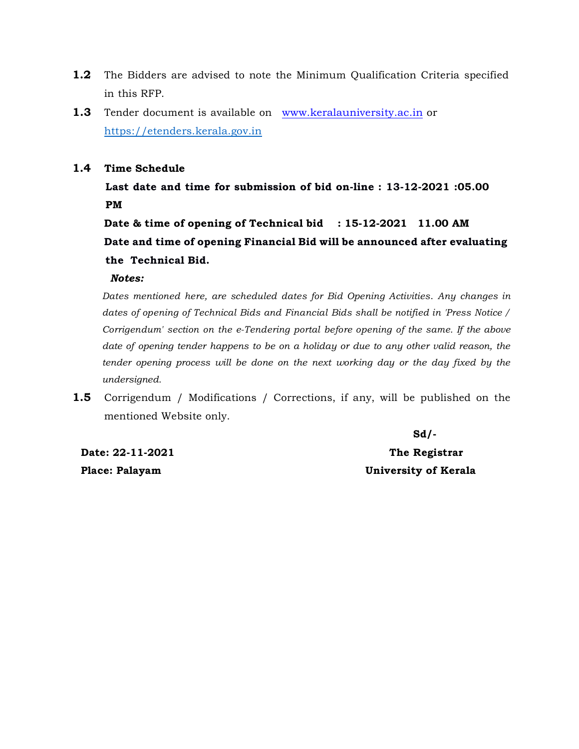**1.2** The Bidders are advised to note the Minimum Qualification Criteria specified in this RFP.

**1.3** Tender document is available on [www.keralauniversity.ac.in](http://www.keralauniversity.ac.in) or [https://etenders.kerala.gov.in](https://etenders.kerala.gov.in)

**1.4 Time Schedule**

**Last date and time for submission of bid on-line : 13-12-2021 :05.00 PM**

**Date & time of opening of Technical bid : 15-12-2021 11.00 AM**

**Date and time of opening Financial Bid will be announced after evaluating the Technical Bid.**

***Notes:***

*Dates mentioned here, are scheduled dates for Bid Opening Activities. Any changes in dates of opening of Technical Bids and Financial Bids shall be notified in 'Press Notice / Corrigendum' section on the e-Tendering portal before opening of the same. If the above date of opening tender happens to be on a holiday or due to any other valid reason, the tender opening process will be done on the next working day or the day fixed by the undersigned.*

**1.5** Corrigendum / Modifications / Corrections, if any, will be published on the mentioned Website only.

**Sd/-**

**The Registrar**

**University of Kerala**

**Date: 22-11-2021**

**Place: Palayam**